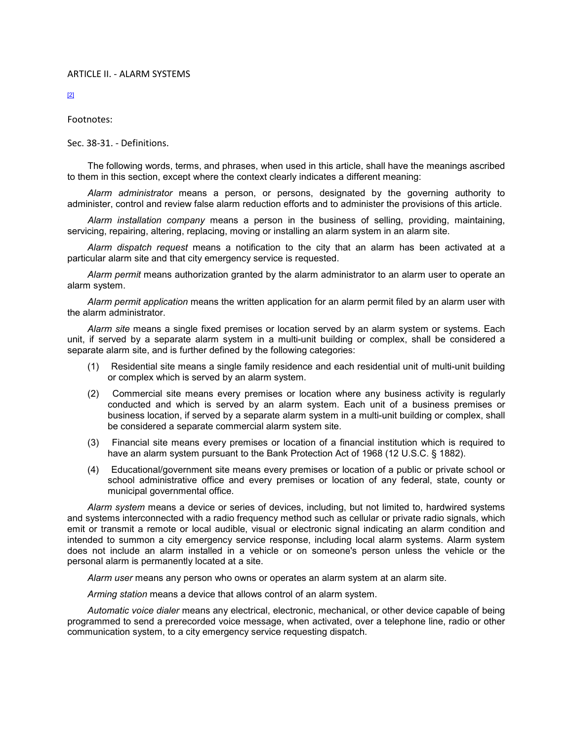# ARTICLE II. - ALARM SYSTEMS

[2]

Footnotes:

## Sec. 38-31. - Definitions.

The following words, terms, and phrases, when used in this article, shall have the meanings ascribed to them in this section, except where the context clearly indicates a different meaning:

*Alarm administrator* means a person, or persons, designated by the governing authority to administer, control and review false alarm reduction efforts and to administer the provisions of this article.

*Alarm installation company* means a person in the business of selling, providing, maintaining, servicing, repairing, altering, replacing, moving or installing an alarm system in an alarm site.

*Alarm dispatch request* means a notification to the city that an alarm has been activated at a particular alarm site and that city emergency service is requested.

*Alarm permit* means authorization granted by the alarm administrator to an alarm user to operate an alarm system.

*Alarm permit application* means the written application for an alarm permit filed by an alarm user with the alarm administrator.

*Alarm site* means a single fixed premises or location served by an alarm system or systems. Each unit, if served by a separate alarm system in a multi-unit building or complex, shall be considered a separate alarm site, and is further defined by the following categories:

(1) Residential site means a single family residence and each residential unit of multi-unit building or complex which is served by an alarm system.

(2) Commercial site means every premises or location where any business activity is regularly conducted and which is served by an alarm system. Each unit of a business premises or business location, if served by a separate alarm system in a multi-unit building or complex, shall be considered a separate commercial alarm system site.

(3) Financial site means every premises or location of a financial institution which is required to have an alarm system pursuant to the Bank Protection Act of 1968 (12 U.S.C. § 1882).

(4) Educational/government site means every premises or location of a public or private school or school administrative office and every premises or location of any federal, state, county or municipal governmental office.

*Alarm system* means a device or series of devices, including, but not limited to, hardwired systems and systems interconnected with a radio frequency method such as cellular or private radio signals, which emit or transmit a remote or local audible, visual or electronic signal indicating an alarm condition and intended to summon a city emergency service response, including local alarm systems. Alarm system does not include an alarm installed in a vehicle or on someone's person unless the vehicle or the personal alarm is permanently located at a site.

*Alarm user* means any person who owns or operates an alarm system at an alarm site.

*Arming station* means a device that allows control of an alarm system.

*Automatic voice dialer* means any electrical, electronic, mechanical, or other device capable of being programmed to send a prerecorded voice message, when activated, over a telephone line, radio or other communication system, to a city emergency service requesting dispatch.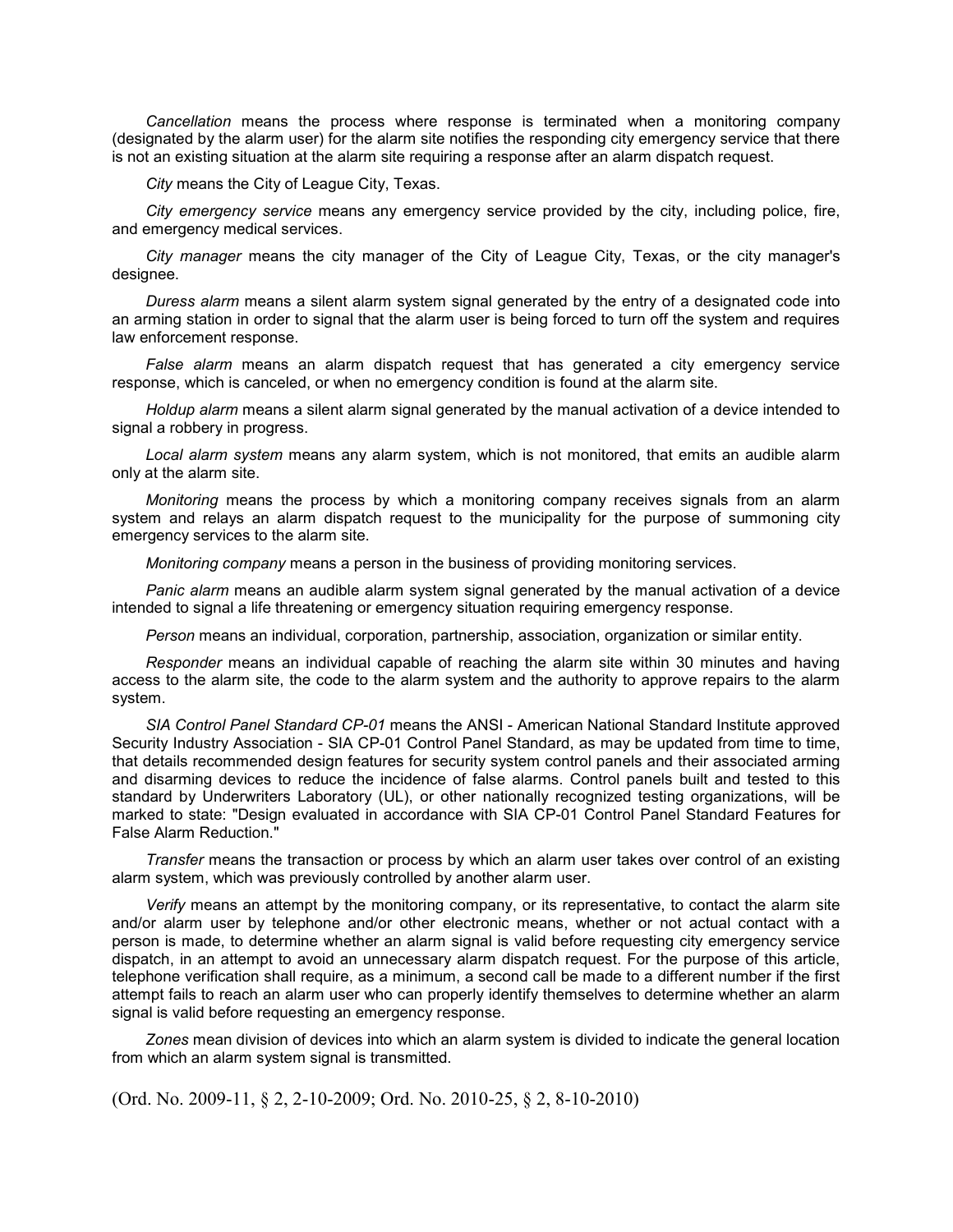*Cancellation* means the process where response is terminated when a monitoring company (designated by the alarm user) for the alarm site notifies the responding city emergency service that there is not an existing situation at the alarm site requiring a response after an alarm dispatch request.

*City* means the City of League City, Texas.

*City emergency service* means any emergency service provided by the city, including police, fire, and emergency medical services.

*City manager* means the city manager of the City of League City, Texas, or the city manager's designee.

*Duress alarm* means a silent alarm system signal generated by the entry of a designated code into an arming station in order to signal that the alarm user is being forced to turn off the system and requires law enforcement response.

*False alarm* means an alarm dispatch request that has generated a city emergency service response, which is canceled, or when no emergency condition is found at the alarm site.

*Holdup alarm* means a silent alarm signal generated by the manual activation of a device intended to signal a robbery in progress.

*Local alarm system* means any alarm system, which is not monitored, that emits an audible alarm only at the alarm site.

*Monitoring* means the process by which a monitoring company receives signals from an alarm system and relays an alarm dispatch request to the municipality for the purpose of summoning city emergency services to the alarm site.

*Monitoring company* means a person in the business of providing monitoring services.

*Panic alarm* means an audible alarm system signal generated by the manual activation of a device intended to signal a life threatening or emergency situation requiring emergency response.

*Person* means an individual, corporation, partnership, association, organization or similar entity.

*Responder* means an individual capable of reaching the alarm site within 30 minutes and having access to the alarm site, the code to the alarm system and the authority to approve repairs to the alarm system.

*SIA Control Panel Standard CP-01* means the ANSI - American National Standard Institute approved Security Industry Association - SIA CP-01 Control Panel Standard, as may be updated from time to time, that details recommended design features for security system control panels and their associated arming and disarming devices to reduce the incidence of false alarms. Control panels built and tested to this standard by Underwriters Laboratory (UL), or other nationally recognized testing organizations, will be marked to state: "Design evaluated in accordance with SIA CP-01 Control Panel Standard Features for False Alarm Reduction."

*Transfer* means the transaction or process by which an alarm user takes over control of an existing alarm system, which was previously controlled by another alarm user.

*Verify* means an attempt by the monitoring company, or its representative, to contact the alarm site and/or alarm user by telephone and/or other electronic means, whether or not actual contact with a person is made, to determine whether an alarm signal is valid before requesting city emergency service dispatch, in an attempt to avoid an unnecessary alarm dispatch request. For the purpose of this article, telephone verification shall require, as a minimum, a second call be made to a different number if the first attempt fails to reach an alarm user who can properly identify themselves to determine whether an alarm signal is valid before requesting an emergency response.

*Zones* mean division of devices into which an alarm system is divided to indicate the general location from which an alarm system signal is transmitted.

(Ord. No. 2009-11, § 2, 2-10-2009; Ord. No. 2010-25, § 2, 8-10-2010)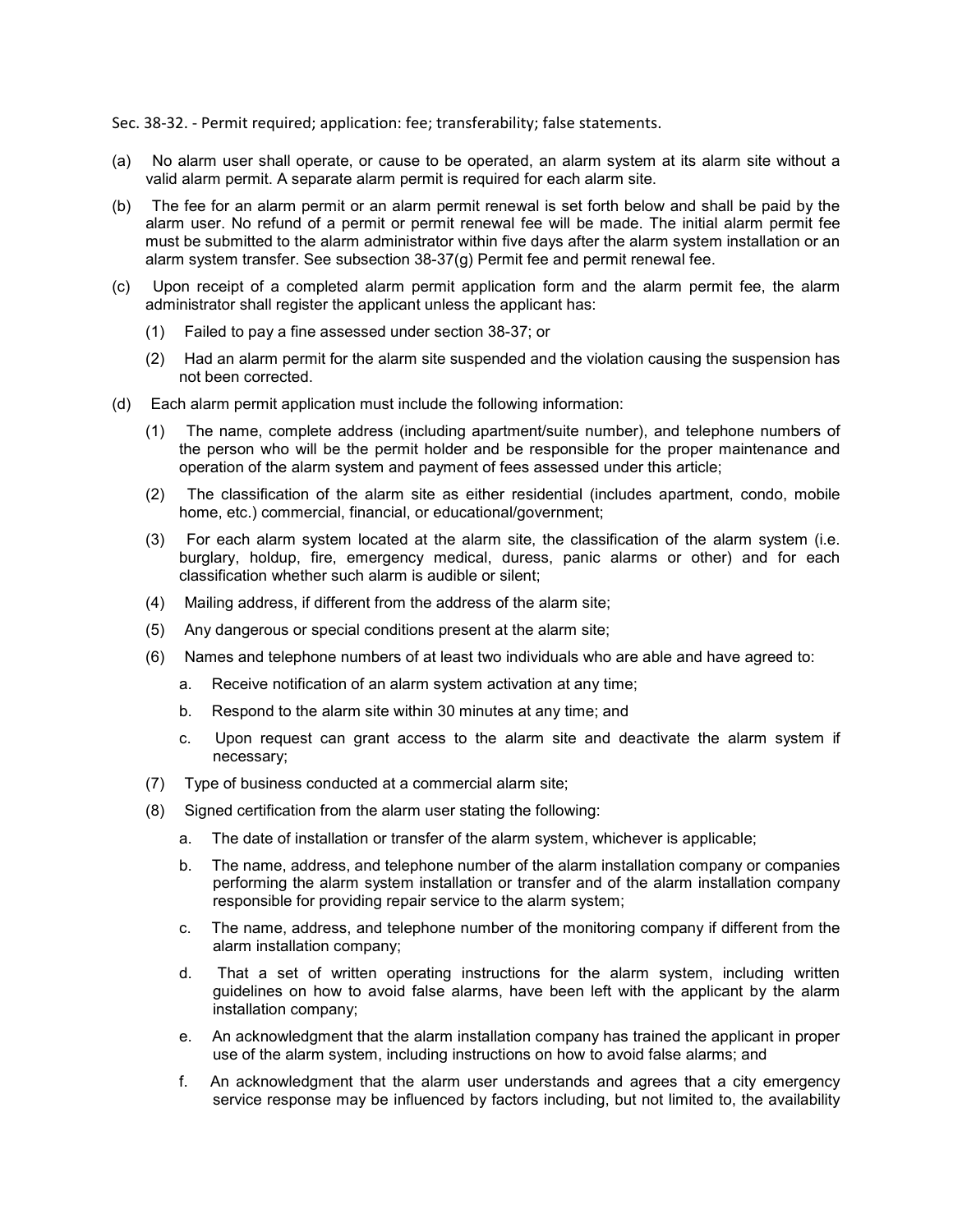Sec. 38-32. - Permit required; application: fee; transferability; false statements.

(a) No alarm user shall operate, or cause to be operated, an alarm system at its alarm site without a valid alarm permit. A separate alarm permit is required for each alarm site.

(b) The fee for an alarm permit or an alarm permit renewal is set forth below and shall be paid by the alarm user. No refund of a permit or permit renewal fee will be made. The initial alarm permit fee must be submitted to the alarm administrator within five days after the alarm system installation or an alarm system transfer. See subsection 38-37(g) Permit fee and permit renewal fee.

(c) Upon receipt of a completed alarm permit application form and the alarm permit fee, the alarm administrator shall register the applicant unless the applicant has:

   (1) Failed to pay a fine assessed under section 38-37; or

   (2) Had an alarm permit for the alarm site suspended and the violation causing the suspension has not been corrected.

(d) Each alarm permit application must include the following information:

   (1) The name, complete address (including apartment/suite number), and telephone numbers of the person who will be the permit holder and be responsible for the proper maintenance and operation of the alarm system and payment of fees assessed under this article;

   (2) The classification of the alarm site as either residential (includes apartment, condo, mobile home, etc.) commercial, financial, or educational/government;

   (3) For each alarm system located at the alarm site, the classification of the alarm system (i.e. burglary, holdup, fire, emergency medical, duress, panic alarms or other) and for each classification whether such alarm is audible or silent;

   (4) Mailing address, if different from the address of the alarm site;

   (5) Any dangerous or special conditions present at the alarm site;

   (6) Names and telephone numbers of at least two individuals who are able and have agreed to:

      a. Receive notification of an alarm system activation at any time;

      b. Respond to the alarm site within 30 minutes at any time; and

      c. Upon request can grant access to the alarm site and deactivate the alarm system if necessary;

   (7) Type of business conducted at a commercial alarm site;

   (8) Signed certification from the alarm user stating the following:

      a. The date of installation or transfer of the alarm system, whichever is applicable;

      b. The name, address, and telephone number of the alarm installation company or companies performing the alarm system installation or transfer and of the alarm installation company responsible for providing repair service to the alarm system;

      c. The name, address, and telephone number of the monitoring company if different from the alarm installation company;

      d. That a set of written operating instructions for the alarm system, including written guidelines on how to avoid false alarms, have been left with the applicant by the alarm installation company;

      e. An acknowledgment that the alarm installation company has trained the applicant in proper use of the alarm system, including instructions on how to avoid false alarms; and

      f. An acknowledgment that the alarm user understands and agrees that a city emergency service response may be influenced by factors including, but not limited to, the availability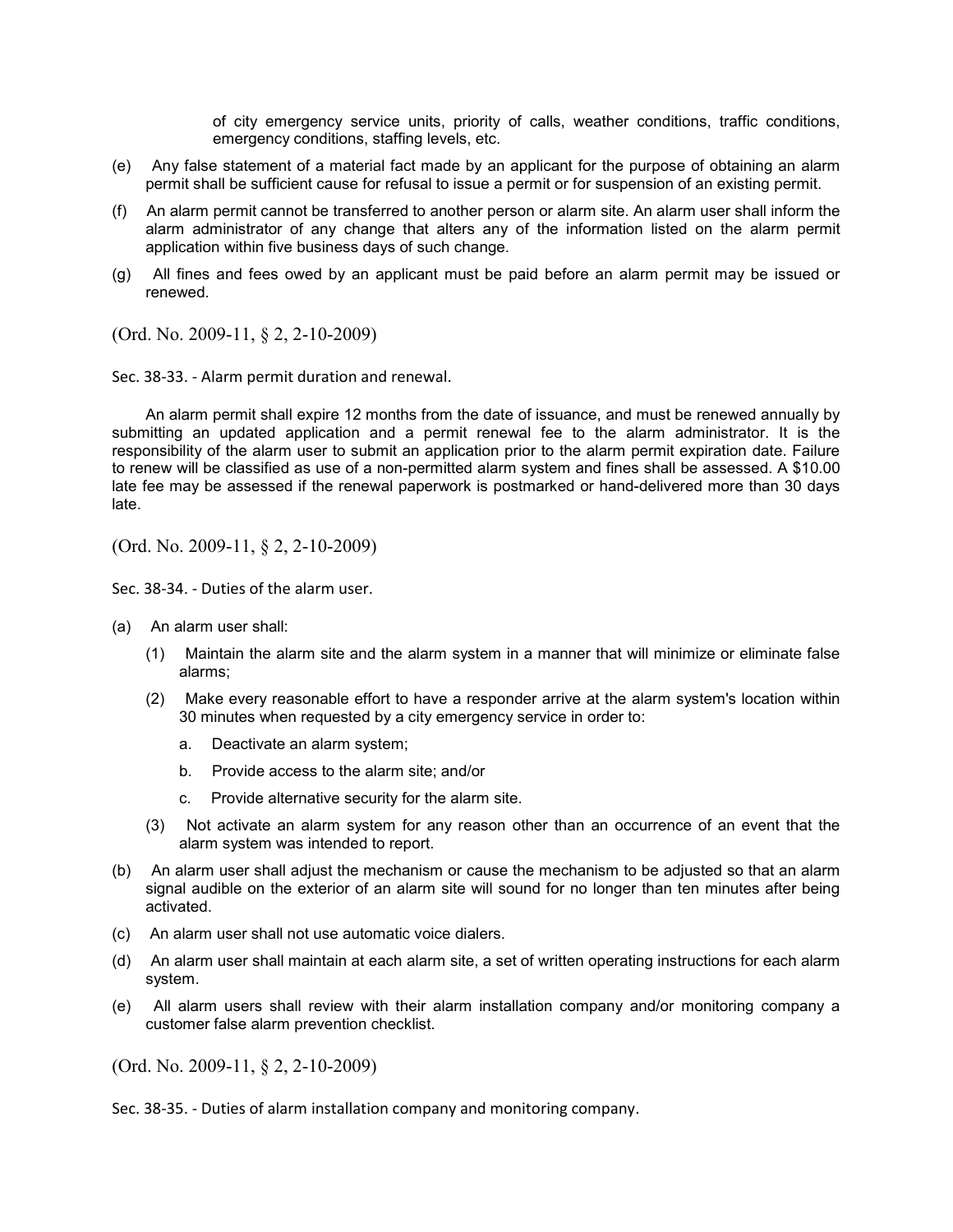of city emergency service units, priority of calls, weather conditions, traffic conditions, emergency conditions, staffing levels, etc.

(e) Any false statement of a material fact made by an applicant for the purpose of obtaining an alarm permit shall be sufficient cause for refusal to issue a permit or for suspension of an existing permit.

(f) An alarm permit cannot be transferred to another person or alarm site. An alarm user shall inform the alarm administrator of any change that alters any of the information listed on the alarm permit application within five business days of such change.

(g) All fines and fees owed by an applicant must be paid before an alarm permit may be issued or renewed.

(Ord. No. 2009-11, § 2, 2-10-2009)

Sec. 38-33. - Alarm permit duration and renewal.

An alarm permit shall expire 12 months from the date of issuance, and must be renewed annually by submitting an updated application and a permit renewal fee to the alarm administrator. It is the responsibility of the alarm user to submit an application prior to the alarm permit expiration date. Failure to renew will be classified as use of a non-permitted alarm system and fines shall be assessed. A $10.00 late fee may be assessed if the renewal paperwork is postmarked or hand-delivered more than 30 days late.

(Ord. No. 2009-11, § 2, 2-10-2009)

Sec. 38-34. - Duties of the alarm user.

(a) An alarm user shall:

  (1) Maintain the alarm site and the alarm system in a manner that will minimize or eliminate false alarms;

  (2) Make every reasonable effort to have a responder arrive at the alarm system's location within 30 minutes when requested by a city emergency service in order to:

    a. Deactivate an alarm system;

    b. Provide access to the alarm site; and/or

    c. Provide alternative security for the alarm site.

  (3) Not activate an alarm system for any reason other than an occurrence of an event that the alarm system was intended to report.

(b) An alarm user shall adjust the mechanism or cause the mechanism to be adjusted so that an alarm signal audible on the exterior of an alarm site will sound for no longer than ten minutes after being activated.

(c) An alarm user shall not use automatic voice dialers.

(d) An alarm user shall maintain at each alarm site, a set of written operating instructions for each alarm system.

(e) All alarm users shall review with their alarm installation company and/or monitoring company a customer false alarm prevention checklist.

(Ord. No. 2009-11, § 2, 2-10-2009)

Sec. 38-35. - Duties of alarm installation company and monitoring company.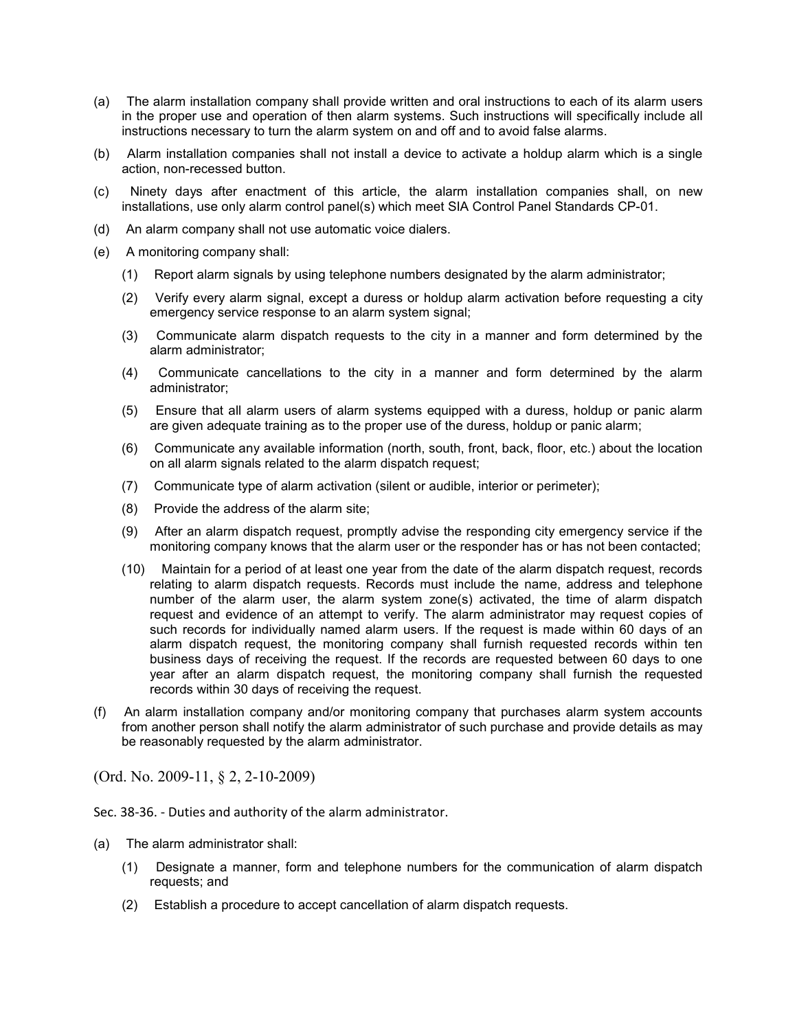(a) The alarm installation company shall provide written and oral instructions to each of its alarm users in the proper use and operation of then alarm systems. Such instructions will specifically include all instructions necessary to turn the alarm system on and off and to avoid false alarms.

(b) Alarm installation companies shall not install a device to activate a holdup alarm which is a single action, non-recessed button.

(c) Ninety days after enactment of this article, the alarm installation companies shall, on new installations, use only alarm control panel(s) which meet SIA Control Panel Standards CP-01.

(d) An alarm company shall not use automatic voice dialers.

(e) A monitoring company shall:

- (1) Report alarm signals by using telephone numbers designated by the alarm administrator;
- (2) Verify every alarm signal, except a duress or holdup alarm activation before requesting a city emergency service response to an alarm system signal;
- (3) Communicate alarm dispatch requests to the city in a manner and form determined by the alarm administrator;
- (4) Communicate cancellations to the city in a manner and form determined by the alarm administrator;
- (5) Ensure that all alarm users of alarm systems equipped with a duress, holdup or panic alarm are given adequate training as to the proper use of the duress, holdup or panic alarm;
- (6) Communicate any available information (north, south, front, back, floor, etc.) about the location on all alarm signals related to the alarm dispatch request;
- (7) Communicate type of alarm activation (silent or audible, interior or perimeter);
- (8) Provide the address of the alarm site;
- (9) After an alarm dispatch request, promptly advise the responding city emergency service if the monitoring company knows that the alarm user or the responder has or has not been contacted;
- (10) Maintain for a period of at least one year from the date of the alarm dispatch request, records relating to alarm dispatch requests. Records must include the name, address and telephone number of the alarm user, the alarm system zone(s) activated, the time of alarm dispatch request and evidence of an attempt to verify. The alarm administrator may request copies of such records for individually named alarm users. If the request is made within 60 days of an alarm dispatch request, the monitoring company shall furnish requested records within ten business days of receiving the request. If the records are requested between 60 days to one year after an alarm dispatch request, the monitoring company shall furnish the requested records within 30 days of receiving the request.

(f) An alarm installation company and/or monitoring company that purchases alarm system accounts from another person shall notify the alarm administrator of such purchase and provide details as may be reasonably requested by the alarm administrator.

(Ord. No. 2009-11, § 2, 2-10-2009)

Sec. 38-36. - Duties and authority of the alarm administrator.

(a) The alarm administrator shall:

- (1) Designate a manner, form and telephone numbers for the communication of alarm dispatch requests; and
- (2) Establish a procedure to accept cancellation of alarm dispatch requests.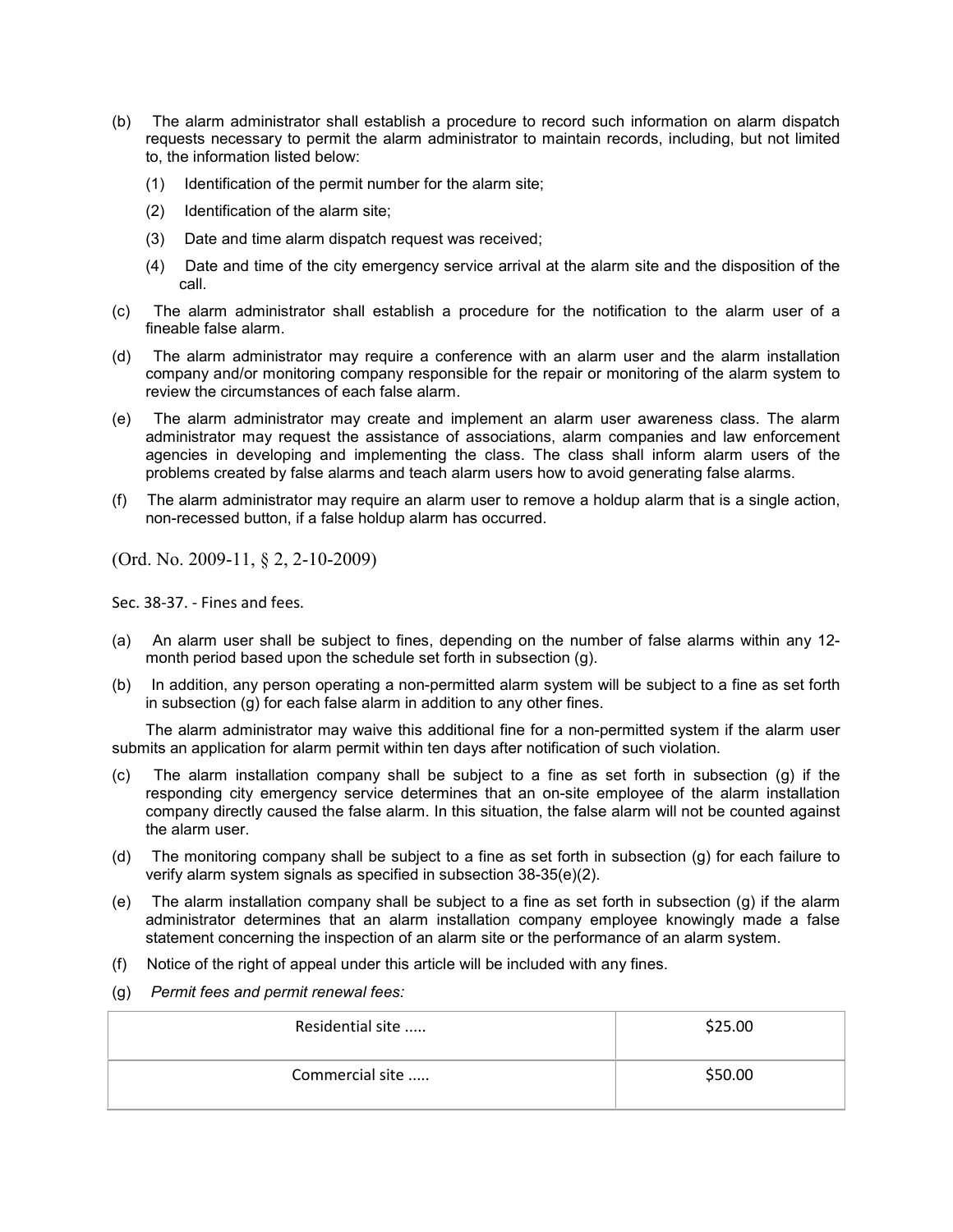(b) The alarm administrator shall establish a procedure to record such information on alarm dispatch requests necessary to permit the alarm administrator to maintain records, including, but not limited to, the information listed below:

(1) Identification of the permit number for the alarm site;

(2) Identification of the alarm site;

(3) Date and time alarm dispatch request was received;

(4) Date and time of the city emergency service arrival at the alarm site and the disposition of the call.

(c) The alarm administrator shall establish a procedure for the notification to the alarm user of a fineable false alarm.

(d) The alarm administrator may require a conference with an alarm user and the alarm installation company and/or monitoring company responsible for the repair or monitoring of the alarm system to review the circumstances of each false alarm.

(e) The alarm administrator may create and implement an alarm user awareness class. The alarm administrator may request the assistance of associations, alarm companies and law enforcement agencies in developing and implementing the class. The class shall inform alarm users of the problems created by false alarms and teach alarm users how to avoid generating false alarms.

(f) The alarm administrator may require an alarm user to remove a holdup alarm that is a single action, non-recessed button, if a false holdup alarm has occurred.

(Ord. No. 2009-11, § 2, 2-10-2009)

Sec. 38-37. - Fines and fees.

(a) An alarm user shall be subject to fines, depending on the number of false alarms within any 12-month period based upon the schedule set forth in subsection (g).

(b) In addition, any person operating a non-permitted alarm system will be subject to a fine as set forth in subsection (g) for each false alarm in addition to any other fines.

The alarm administrator may waive this additional fine for a non-permitted system if the alarm user submits an application for alarm permit within ten days after notification of such violation.

(c) The alarm installation company shall be subject to a fine as set forth in subsection (g) if the responding city emergency service determines that an on-site employee of the alarm installation company directly caused the false alarm. In this situation, the false alarm will not be counted against the alarm user.

(d) The monitoring company shall be subject to a fine as set forth in subsection (g) for each failure to verify alarm system signals as specified in subsection 38-35(e)(2).

(e) The alarm installation company shall be subject to a fine as set forth in subsection (g) if the alarm administrator determines that an alarm installation company employee knowingly made a false statement concerning the inspection of an alarm site or the performance of an alarm system.

(f) Notice of the right of appeal under this article will be included with any fines.

(g) *Permit fees and permit renewal fees:*

| | |
|---|---|
| Residential site ..... | $25.00 |
| Commercial site ..... | $50.00 |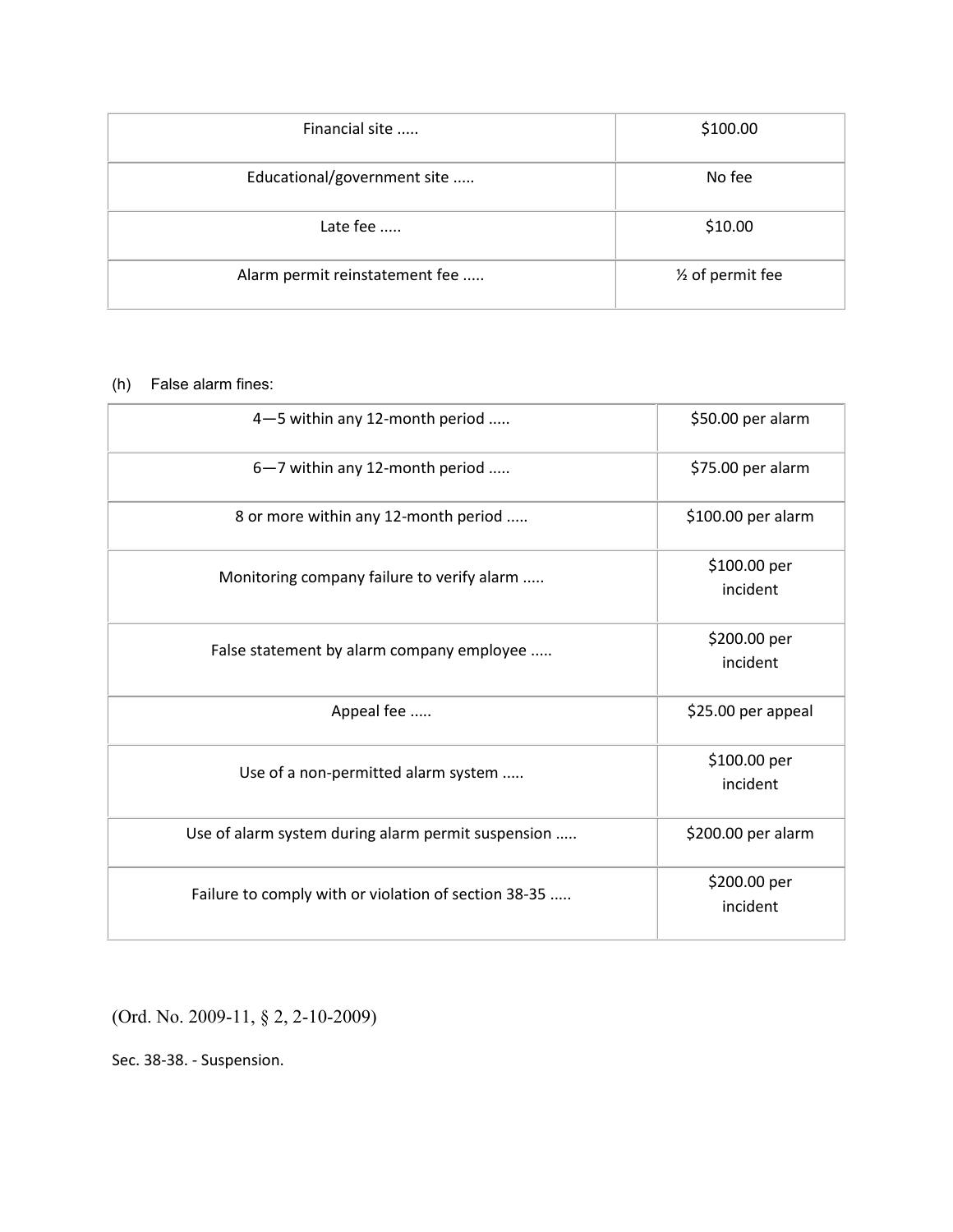| Financial site ..... | $100.00 |
| --- | --- |
| Educational/government site ..... | No fee |
| Late fee ..... | $10.00 |
| Alarm permit reinstatement fee ..... | ½ of permit fee |

(h) False alarm fines:

| 4—5 within any 12-month period ..... | $50.00 per alarm |
| --- | --- |
| 6—7 within any 12-month period ..... | $75.00 per alarm |
| 8 or more within any 12-month period ..... | $100.00 per alarm |
| Monitoring company failure to verify alarm ..... | $100.00 per incident |
| False statement by alarm company employee ..... | $200.00 per incident |
| Appeal fee ..... | $25.00 per appeal |
| Use of a non-permitted alarm system ..... | $100.00 per incident |
| Use of alarm system during alarm permit suspension ..... | $200.00 per alarm |
| Failure to comply with or violation of section 38-35 ..... | $200.00 per incident |

(Ord. No. 2009-11, § 2, 2-10-2009)

Sec. 38-38. - Suspension.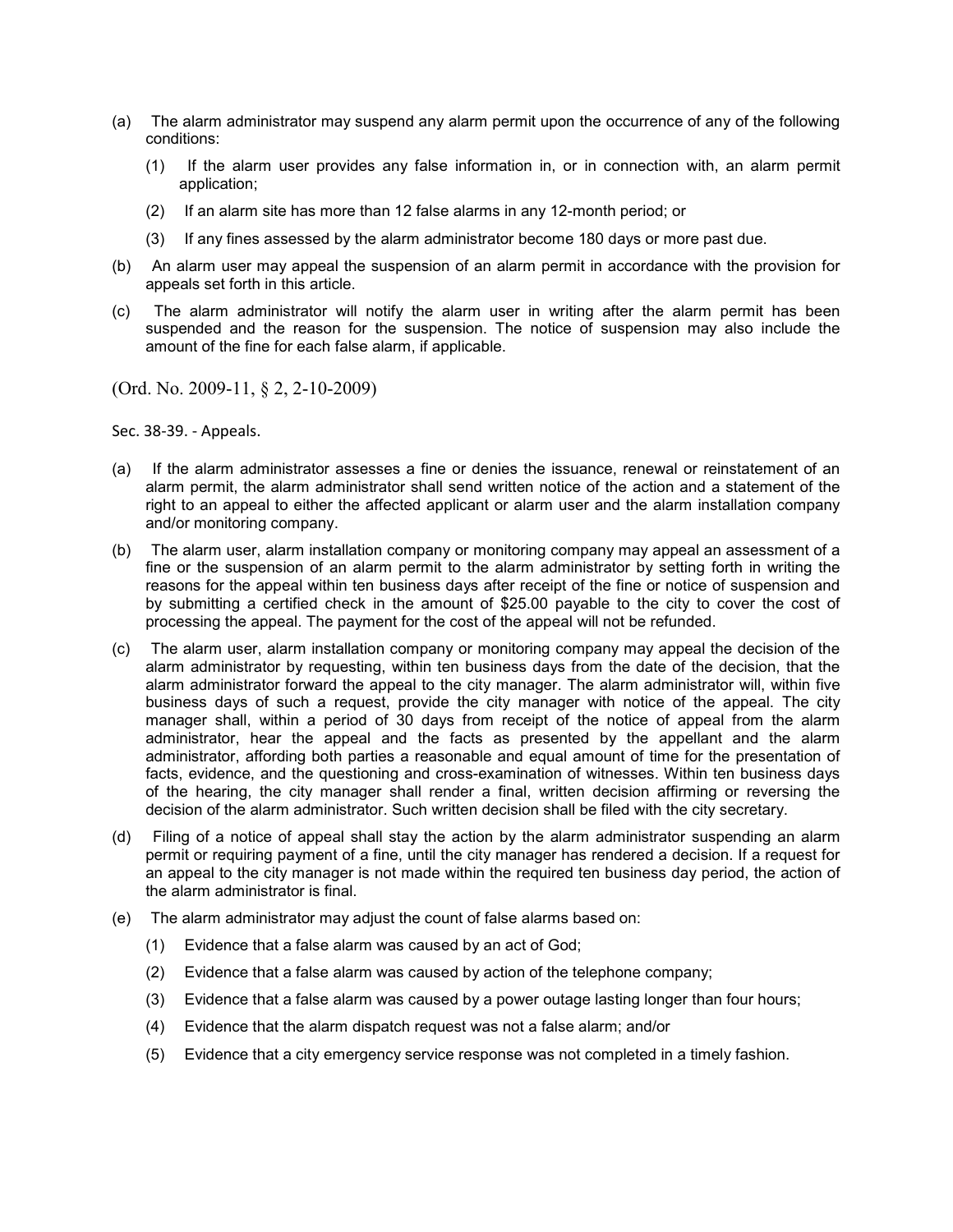(a) The alarm administrator may suspend any alarm permit upon the occurrence of any of the following conditions:

   (1) If the alarm user provides any false information in, or in connection with, an alarm permit application;

   (2) If an alarm site has more than 12 false alarms in any 12-month period; or

   (3) If any fines assessed by the alarm administrator become 180 days or more past due.

(b) An alarm user may appeal the suspension of an alarm permit in accordance with the provision for appeals set forth in this article.

(c) The alarm administrator will notify the alarm user in writing after the alarm permit has been suspended and the reason for the suspension. The notice of suspension may also include the amount of the fine for each false alarm, if applicable.

(Ord. No. 2009-11, § 2, 2-10-2009)

Sec. 38-39. - Appeals.

(a) If the alarm administrator assesses a fine or denies the issuance, renewal or reinstatement of an alarm permit, the alarm administrator shall send written notice of the action and a statement of the right to an appeal to either the affected applicant or alarm user and the alarm installation company and/or monitoring company.

(b) The alarm user, alarm installation company or monitoring company may appeal an assessment of a fine or the suspension of an alarm permit to the alarm administrator by setting forth in writing the reasons for the appeal within ten business days after receipt of the fine or notice of suspension and by submitting a certified check in the amount of $25.00 payable to the city to cover the cost of processing the appeal. The payment for the cost of the appeal will not be refunded.

(c) The alarm user, alarm installation company or monitoring company may appeal the decision of the alarm administrator by requesting, within ten business days from the date of the decision, that the alarm administrator forward the appeal to the city manager. The alarm administrator will, within five business days of such a request, provide the city manager with notice of the appeal. The city manager shall, within a period of 30 days from receipt of the notice of appeal from the alarm administrator, hear the appeal and the facts as presented by the appellant and the alarm administrator, affording both parties a reasonable and equal amount of time for the presentation of facts, evidence, and the questioning and cross-examination of witnesses. Within ten business days of the hearing, the city manager shall render a final, written decision affirming or reversing the decision of the alarm administrator. Such written decision shall be filed with the city secretary.

(d) Filing of a notice of appeal shall stay the action by the alarm administrator suspending an alarm permit or requiring payment of a fine, until the city manager has rendered a decision. If a request for an appeal to the city manager is not made within the required ten business day period, the action of the alarm administrator is final.

(e) The alarm administrator may adjust the count of false alarms based on:

   (1) Evidence that a false alarm was caused by an act of God;

   (2) Evidence that a false alarm was caused by action of the telephone company;

   (3) Evidence that a false alarm was caused by a power outage lasting longer than four hours;

   (4) Evidence that the alarm dispatch request was not a false alarm; and/or

   (5) Evidence that a city emergency service response was not completed in a timely fashion.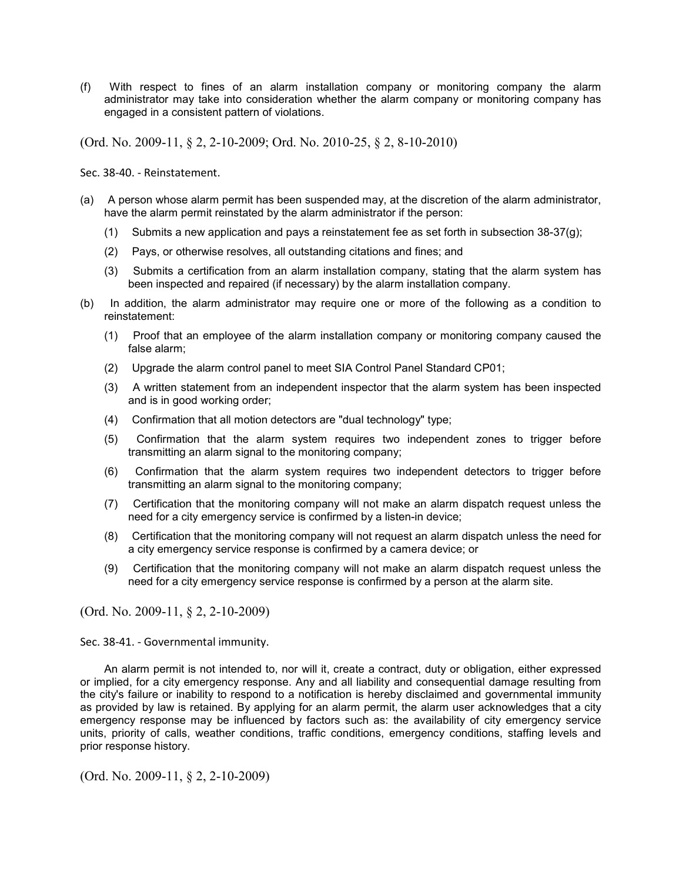(f) With respect to fines of an alarm installation company or monitoring company the alarm administrator may take into consideration whether the alarm company or monitoring company has engaged in a consistent pattern of violations.

(Ord. No. 2009-11, § 2, 2-10-2009; Ord. No. 2010-25, § 2, 8-10-2010)

Sec. 38-40. - Reinstatement.

(a) A person whose alarm permit has been suspended may, at the discretion of the alarm administrator, have the alarm permit reinstated by the alarm administrator if the person:

   (1) Submits a new application and pays a reinstatement fee as set forth in subsection 38-37(g);

   (2) Pays, or otherwise resolves, all outstanding citations and fines; and

   (3) Submits a certification from an alarm installation company, stating that the alarm system has been inspected and repaired (if necessary) by the alarm installation company.

(b) In addition, the alarm administrator may require one or more of the following as a condition to reinstatement:

   (1) Proof that an employee of the alarm installation company or monitoring company caused the false alarm;

   (2) Upgrade the alarm control panel to meet SIA Control Panel Standard CP01;

   (3) A written statement from an independent inspector that the alarm system has been inspected and is in good working order;

   (4) Confirmation that all motion detectors are "dual technology" type;

   (5) Confirmation that the alarm system requires two independent zones to trigger before transmitting an alarm signal to the monitoring company;

   (6) Confirmation that the alarm system requires two independent detectors to trigger before transmitting an alarm signal to the monitoring company;

   (7) Certification that the monitoring company will not make an alarm dispatch request unless the need for a city emergency service is confirmed by a listen-in device;

   (8) Certification that the monitoring company will not request an alarm dispatch unless the need for a city emergency service response is confirmed by a camera device; or

   (9) Certification that the monitoring company will not make an alarm dispatch request unless the need for a city emergency service response is confirmed by a person at the alarm site.

(Ord. No. 2009-11, § 2, 2-10-2009)

Sec. 38-41. - Governmental immunity.

An alarm permit is not intended to, nor will it, create a contract, duty or obligation, either expressed or implied, for a city emergency response. Any and all liability and consequential damage resulting from the city's failure or inability to respond to a notification is hereby disclaimed and governmental immunity as provided by law is retained. By applying for an alarm permit, the alarm user acknowledges that a city emergency response may be influenced by factors such as: the availability of city emergency service units, priority of calls, weather conditions, traffic conditions, emergency conditions, staffing levels and prior response history.

(Ord. No. 2009-11, § 2, 2-10-2009)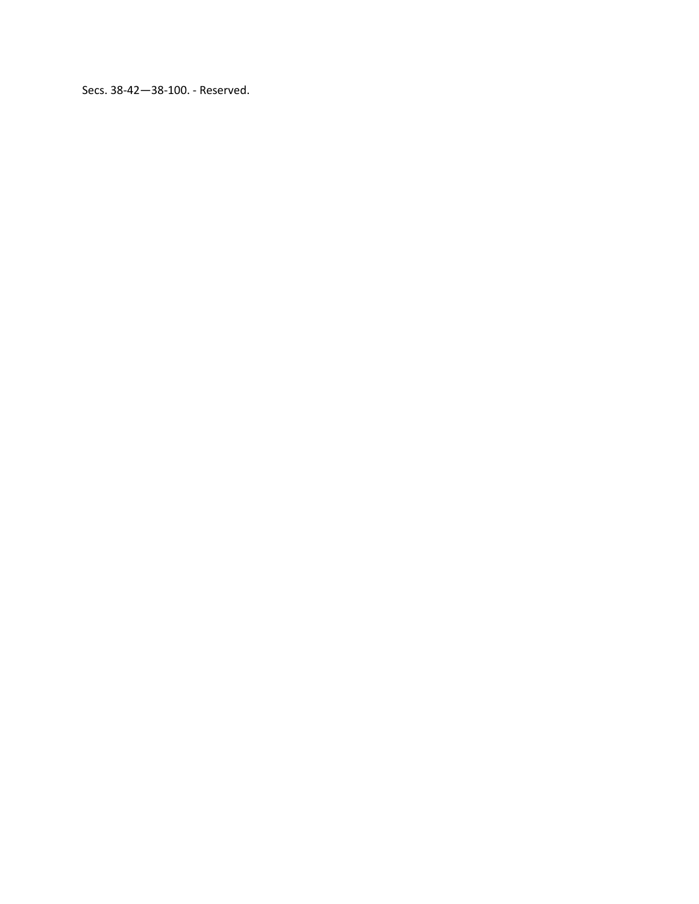Secs. 38-42—38-100. - Reserved.